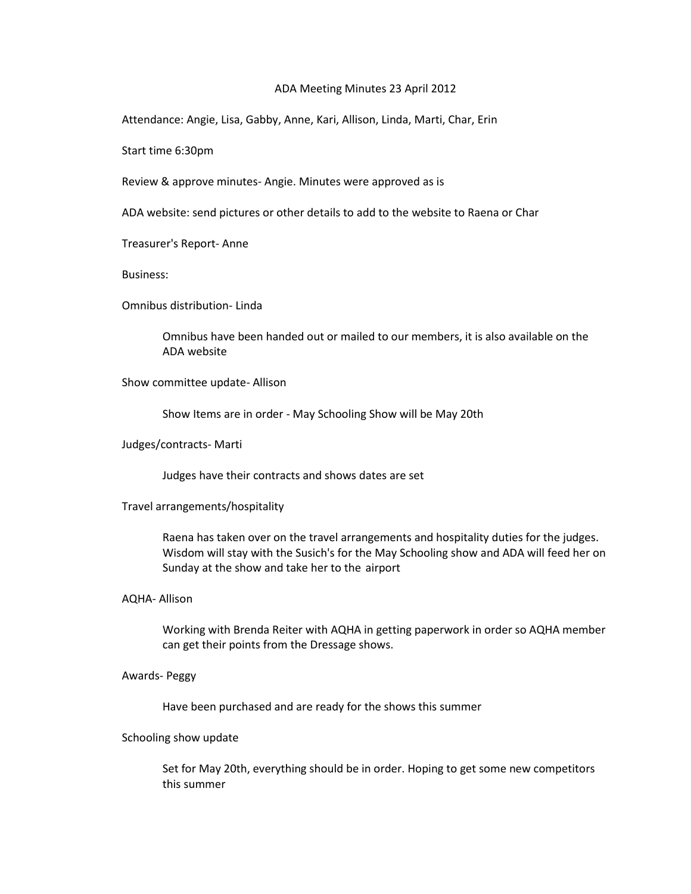# ADA Meeting Minutes 23 April 2012

Attendance: Angie, Lisa, Gabby, Anne, Kari, Allison, Linda, Marti, Char, Erin

Start time 6:30pm

Review & approve minutes- Angie. Minutes were approved as is

ADA website: send pictures or other details to add to the website to Raena or Char

Treasurer's Report- Anne

Business:

Omnibus distribution- Linda

> Omnibus have been handed out or mailed to our members, it is also available on the ADA website

Show committee update- Allison

> Show Items are in order - May Schooling Show will be May 20th

Judges/contracts- Marti

> Judges have their contracts and shows dates are set

Travel arrangements/hospitality

> Raena has taken over on the travel arrangements and hospitality duties for the judges. Wisdom will stay with the Susich's for the May Schooling show and ADA will feed her on Sunday at the show and take her to the airport

AQHA- Allison

> Working with Brenda Reiter with AQHA in getting paperwork in order so AQHA member can get their points from the Dressage shows.

Awards- Peggy

> Have been purchased and are ready for the shows this summer

Schooling show update

> Set for May 20th, everything should be in order. Hoping to get some new competitors this summer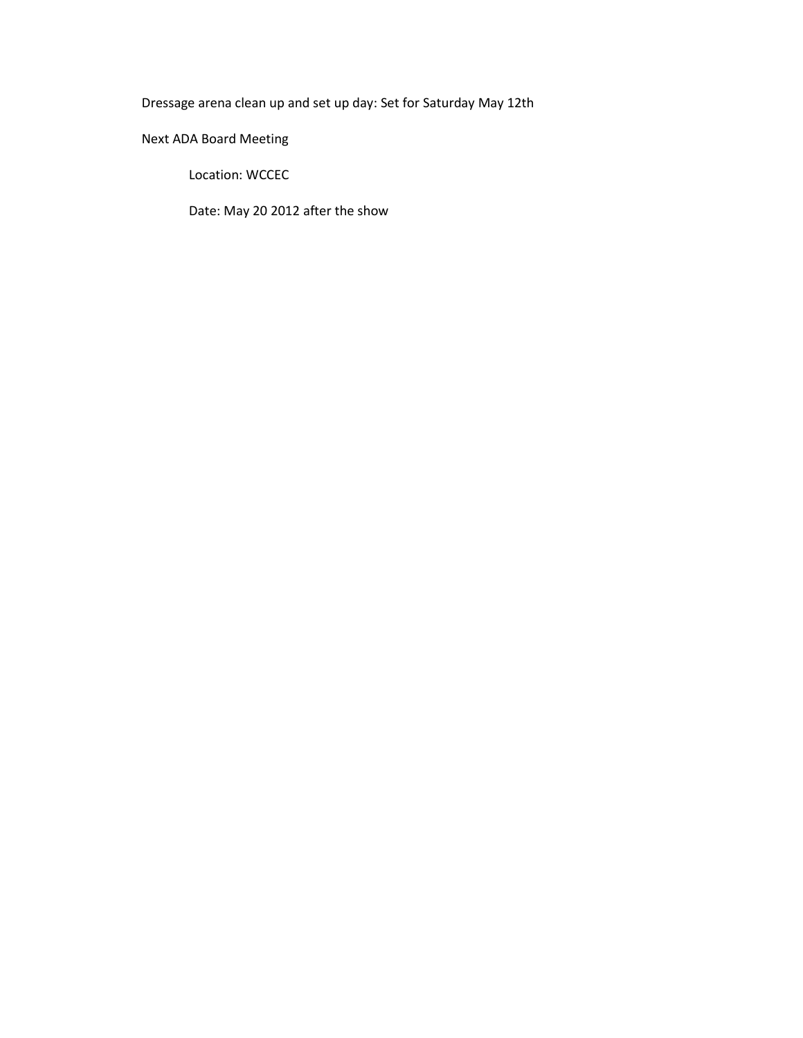Dressage arena clean up and set up day: Set for Saturday May 12th

Next ADA Board Meeting

Location: WCCEC

Date: May 20 2012 after the show